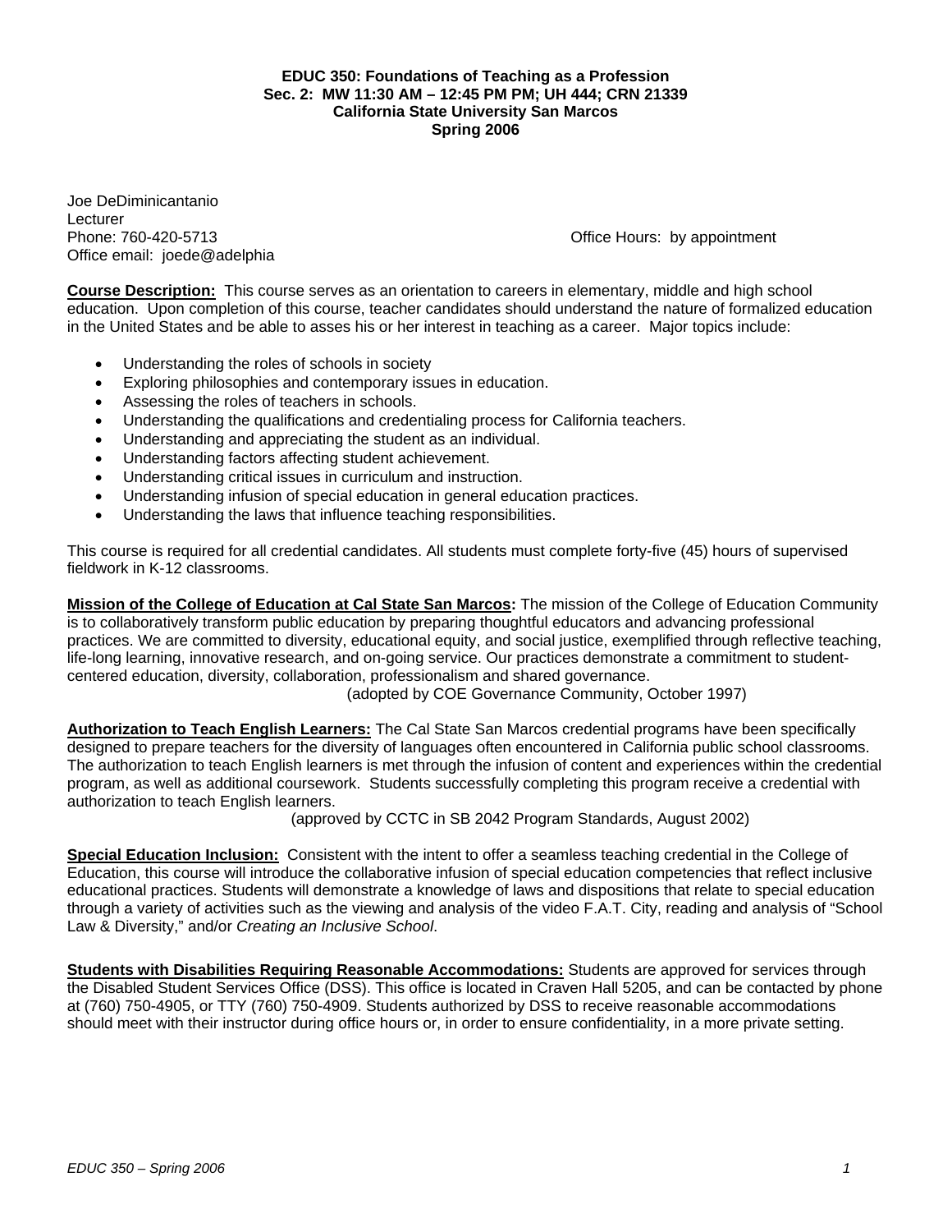# EDUC 350: Foundations of Teaching as a Profession
**Sec. 2: MW 11:30 AM – 12:45 PM PM; UH 444; CRN 21339**
**California State University San Marcos**
**Spring 2006**

Joe DeDiminicantanio
Lecturer
Phone: 760-420-5713
Office email: joede@adelphia

Office Hours: by appointment

**Course Description:** This course serves as an orientation to careers in elementary, middle and high school education. Upon completion of this course, teacher candidates should understand the nature of formalized education in the United States and be able to asses his or her interest in teaching as a career. Major topics include:

- Understanding the roles of schools in society
- Exploring philosophies and contemporary issues in education.
- Assessing the roles of teachers in schools.
- Understanding the qualifications and credentialing process for California teachers.
- Understanding and appreciating the student as an individual.
- Understanding factors affecting student achievement.
- Understanding critical issues in curriculum and instruction.
- Understanding infusion of special education in general education practices.
- Understanding the laws that influence teaching responsibilities.

This course is required for all credential candidates. All students must complete forty-five (45) hours of supervised fieldwork in K-12 classrooms.

**Mission of the College of Education at Cal State San Marcos:** The mission of the College of Education Community is to collaboratively transform public education by preparing thoughtful educators and advancing professional practices. We are committed to diversity, educational equity, and social justice, exemplified through reflective teaching, life-long learning, innovative research, and on-going service. Our practices demonstrate a commitment to student-centered education, diversity, collaboration, professionalism and shared governance.
(adopted by COE Governance Community, October 1997)

**Authorization to Teach English Learners:** The Cal State San Marcos credential programs have been specifically designed to prepare teachers for the diversity of languages often encountered in California public school classrooms. The authorization to teach English learners is met through the infusion of content and experiences within the credential program, as well as additional coursework. Students successfully completing this program receive a credential with authorization to teach English learners.
(approved by CCTC in SB 2042 Program Standards, August 2002)

**Special Education Inclusion:** Consistent with the intent to offer a seamless teaching credential in the College of Education, this course will introduce the collaborative infusion of special education competencies that reflect inclusive educational practices. Students will demonstrate a knowledge of laws and dispositions that relate to special education through a variety of activities such as the viewing and analysis of the video F.A.T. City, reading and analysis of "School Law & Diversity," and/or *Creating an Inclusive School*.

**Students with Disabilities Requiring Reasonable Accommodations:** Students are approved for services through the Disabled Student Services Office (DSS). This office is located in Craven Hall 5205, and can be contacted by phone at (760) 750-4905, or TTY (760) 750-4909. Students authorized by DSS to receive reasonable accommodations should meet with their instructor during office hours or, in order to ensure confidentiality, in a more private setting.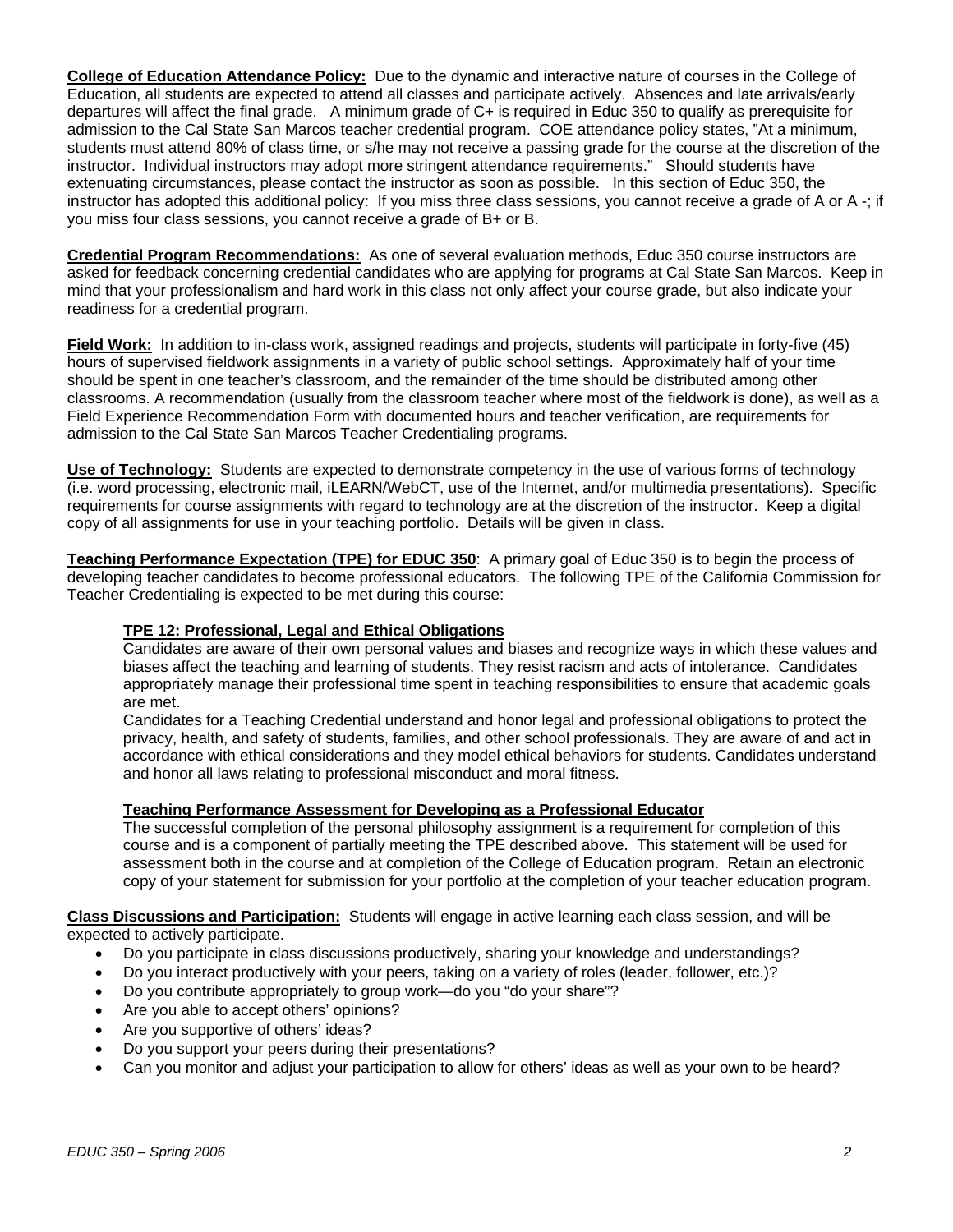**College of Education Attendance Policy:** Due to the dynamic and interactive nature of courses in the College of Education, all students are expected to attend all classes and participate actively. Absences and late arrivals/early departures will affect the final grade. A minimum grade of C+ is required in Educ 350 to qualify as prerequisite for admission to the Cal State San Marcos teacher credential program. COE attendance policy states, "At a minimum, students must attend 80% of class time, or s/he may not receive a passing grade for the course at the discretion of the instructor. Individual instructors may adopt more stringent attendance requirements." Should students have extenuating circumstances, please contact the instructor as soon as possible. In this section of Educ 350, the instructor has adopted this additional policy: If you miss three class sessions, you cannot receive a grade of A or A -; if you miss four class sessions, you cannot receive a grade of B+ or B.

**Credential Program Recommendations:** As one of several evaluation methods, Educ 350 course instructors are asked for feedback concerning credential candidates who are applying for programs at Cal State San Marcos. Keep in mind that your professionalism and hard work in this class not only affect your course grade, but also indicate your readiness for a credential program.

**Field Work:** In addition to in-class work, assigned readings and projects, students will participate in forty-five (45) hours of supervised fieldwork assignments in a variety of public school settings. Approximately half of your time should be spent in one teacher's classroom, and the remainder of the time should be distributed among other classrooms. A recommendation (usually from the classroom teacher where most of the fieldwork is done), as well as a Field Experience Recommendation Form with documented hours and teacher verification, are requirements for admission to the Cal State San Marcos Teacher Credentialing programs.

**Use of Technology:** Students are expected to demonstrate competency in the use of various forms of technology (i.e. word processing, electronic mail, iLEARN/WebCT, use of the Internet, and/or multimedia presentations). Specific requirements for course assignments with regard to technology are at the discretion of the instructor. Keep a digital copy of all assignments for use in your teaching portfolio. Details will be given in class.

**Teaching Performance Expectation (TPE) for EDUC 350**: A primary goal of Educ 350 is to begin the process of developing teacher candidates to become professional educators. The following TPE of the California Commission for Teacher Credentialing is expected to be met during this course:

**TPE 12: Professional, Legal and Ethical Obligations**

Candidates are aware of their own personal values and biases and recognize ways in which these values and biases affect the teaching and learning of students. They resist racism and acts of intolerance. Candidates appropriately manage their professional time spent in teaching responsibilities to ensure that academic goals are met.

Candidates for a Teaching Credential understand and honor legal and professional obligations to protect the privacy, health, and safety of students, families, and other school professionals. They are aware of and act in accordance with ethical considerations and they model ethical behaviors for students. Candidates understand and honor all laws relating to professional misconduct and moral fitness.

**Teaching Performance Assessment for Developing as a Professional Educator**

The successful completion of the personal philosophy assignment is a requirement for completion of this course and is a component of partially meeting the TPE described above. This statement will be used for assessment both in the course and at completion of the College of Education program. Retain an electronic copy of your statement for submission for your portfolio at the completion of your teacher education program.

**Class Discussions and Participation:** Students will engage in active learning each class session, and will be expected to actively participate.

- Do you participate in class discussions productively, sharing your knowledge and understandings?
- Do you interact productively with your peers, taking on a variety of roles (leader, follower, etc.)?
- Do you contribute appropriately to group work—do you "do your share"?
- Are you able to accept others' opinions?
- Are you supportive of others' ideas?
- Do you support your peers during their presentations?
- Can you monitor and adjust your participation to allow for others' ideas as well as your own to be heard?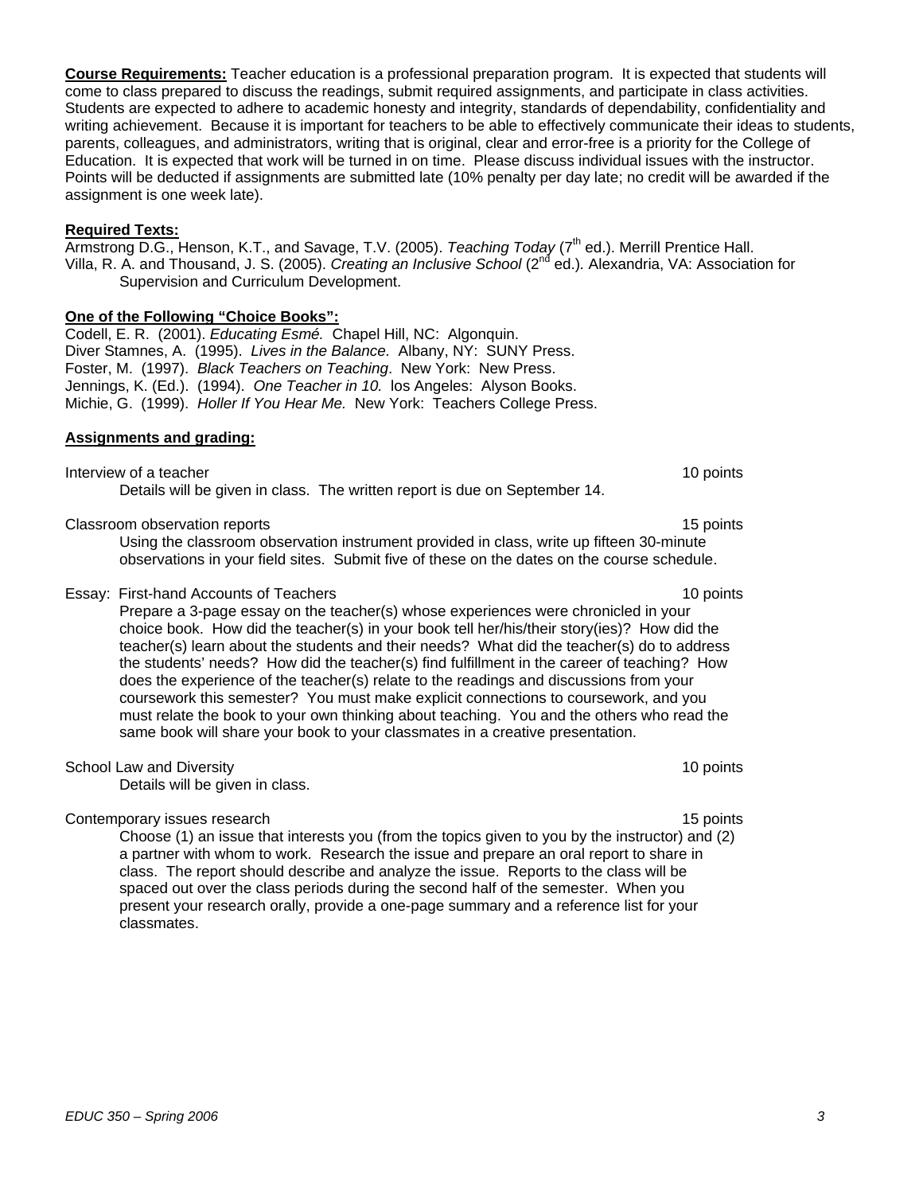**Course Requirements:** Teacher education is a professional preparation program. It is expected that students will come to class prepared to discuss the readings, submit required assignments, and participate in class activities. Students are expected to adhere to academic honesty and integrity, standards of dependability, confidentiality and writing achievement. Because it is important for teachers to be able to effectively communicate their ideas to students, parents, colleagues, and administrators, writing that is original, clear and error-free is a priority for the College of Education. It is expected that work will be turned in on time. Please discuss individual issues with the instructor. Points will be deducted if assignments are submitted late (10% penalty per day late; no credit will be awarded if the assignment is one week late).

**Required Texts:**

Armstrong D.G., Henson, K.T., and Savage, T.V. (2005). *Teaching Today* (7th ed.). Merrill Prentice Hall.
Villa, R. A. and Thousand, J. S. (2005). *Creating an Inclusive School* (2nd ed.). Alexandria, VA: Association for Supervision and Curriculum Development.

**One of the Following "Choice Books":**

Codell, E. R. (2001). *Educating Esmé.* Chapel Hill, NC: Algonquin.
Diver Stamnes, A. (1995). *Lives in the Balance.* Albany, NY: SUNY Press.
Foster, M. (1997). *Black Teachers on Teaching*. New York: New Press.
Jennings, K. (Ed.). (1994). *One Teacher in 10.* los Angeles: Alyson Books.
Michie, G. (1999). *Holler If You Hear Me.* New York: Teachers College Press.

**Assignments and grading:**

Interview of a teacher — 10 points
Details will be given in class. The written report is due on September 14.

Classroom observation reports — 15 points
Using the classroom observation instrument provided in class, write up fifteen 30-minute observations in your field sites. Submit five of these on the dates on the course schedule.

Essay: First-hand Accounts of Teachers — 10 points
Prepare a 3-page essay on the teacher(s) whose experiences were chronicled in your choice book. How did the teacher(s) in your book tell her/his/their story(ies)? How did the teacher(s) learn about the students and their needs? What did the teacher(s) do to address the students' needs? How did the teacher(s) find fulfillment in the career of teaching? How does the experience of the teacher(s) relate to the readings and discussions from your coursework this semester? You must make explicit connections to coursework, and you must relate the book to your own thinking about teaching. You and the others who read the same book will share your book to your classmates in a creative presentation.

School Law and Diversity — 10 points
Details will be given in class.

Contemporary issues research — 15 points
Choose (1) an issue that interests you (from the topics given to you by the instructor) and (2) a partner with whom to work. Research the issue and prepare an oral report to share in class. The report should describe and analyze the issue. Reports to the class will be spaced out over the class periods during the second half of the semester. When you present your research orally, provide a one-page summary and a reference list for your classmates.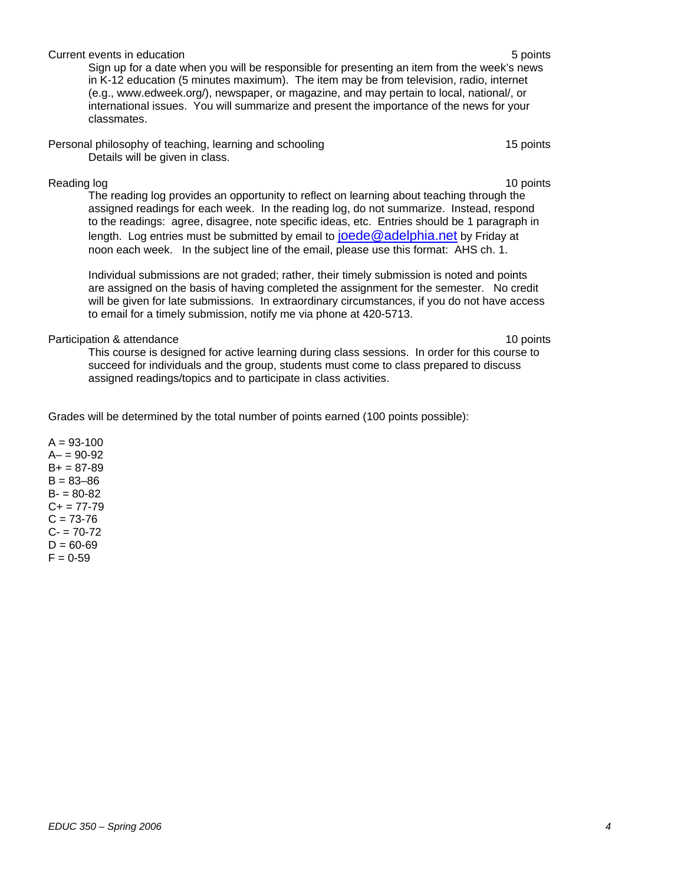Current events in education 5 points

Sign up for a date when you will be responsible for presenting an item from the week's news in K-12 education (5 minutes maximum). The item may be from television, radio, internet (e.g., www.edweek.org/), newspaper, or magazine, and may pertain to local, national/, or international issues. You will summarize and present the importance of the news for your classmates.

Personal philosophy of teaching, learning and schooling 15 points

Details will be given in class.

Reading log 10 points

The reading log provides an opportunity to reflect on learning about teaching through the assigned readings for each week. In the reading log, do not summarize. Instead, respond to the readings: agree, disagree, note specific ideas, etc. Entries should be 1 paragraph in length. Log entries must be submitted by email to joede@adelphia.net by Friday at noon each week. In the subject line of the email, please use this format: AHS ch. 1.

Individual submissions are not graded; rather, their timely submission is noted and points are assigned on the basis of having completed the assignment for the semester. No credit will be given for late submissions. In extraordinary circumstances, if you do not have access to email for a timely submission, notify me via phone at 420-5713.

Participation & attendance 10 points

This course is designed for active learning during class sessions. In order for this course to succeed for individuals and the group, students must come to class prepared to discuss assigned readings/topics and to participate in class activities.

Grades will be determined by the total number of points earned (100 points possible):

A = 93-100
A– = 90-92
B+ = 87-89
B = 83–86
B- = 80-82
C+ = 77-79
C = 73-76
C- = 70-72
D = 60-69
F = 0-59